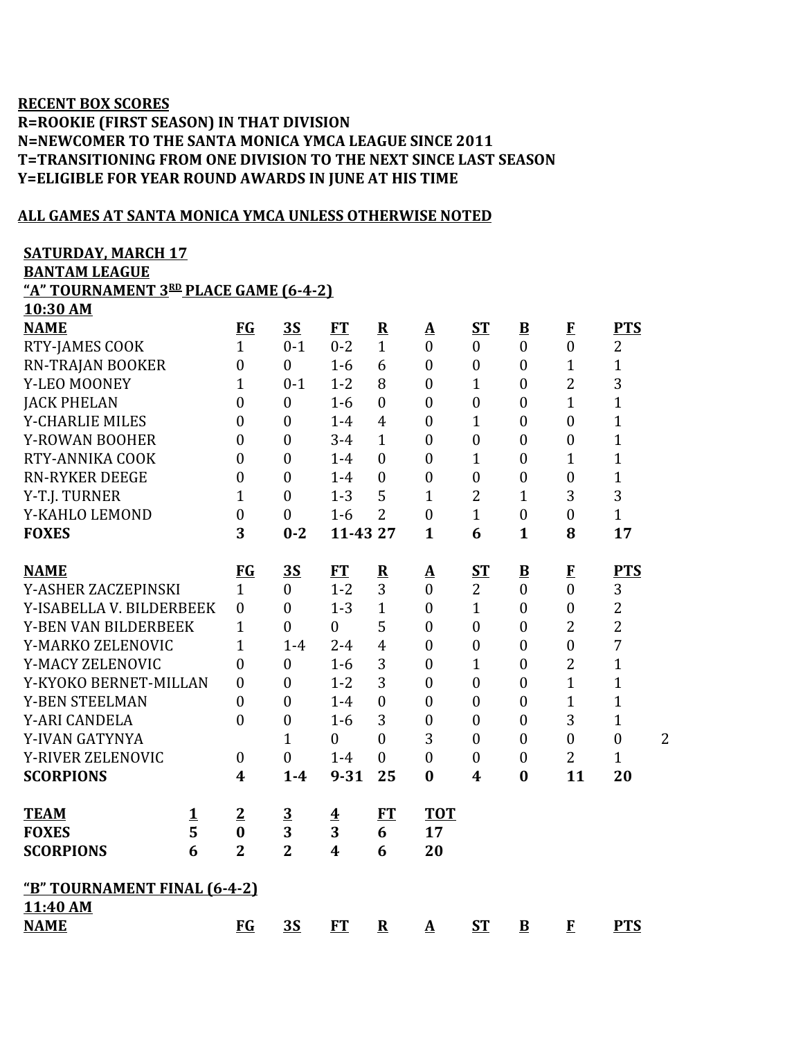**RECENT BOX SCORES**
**R=ROOKIE (FIRST SEASON) IN THAT DIVISION**
**N=NEWCOMER TO THE SANTA MONICA YMCA LEAGUE SINCE 2011**
**T=TRANSITIONING FROM ONE DIVISION TO THE NEXT SINCE LAST SEASON**
**Y=ELIGIBLE FOR YEAR ROUND AWARDS IN JUNE AT HIS TIME**

**ALL GAMES AT SANTA MONICA YMCA UNLESS OTHERWISE NOTED**

**SATURDAY, MARCH 17**
**BANTAM LEAGUE**
**"A" TOURNAMENT 3RD PLACE GAME (6-4-2)**
**10:30 AM**

| NAME | FG | 3S | FT | R | A | ST | B | F | PTS |
|---|---|---|---|---|---|---|---|---|---|
| RTY-JAMES COOK | 1 | 0-1 | 0-2 | 1 | 0 | 0 | 0 | 0 | 2 |
| RN-TRAJAN BOOKER | 0 | 0 | 1-6 | 6 | 0 | 0 | 0 | 1 | 1 |
| Y-LEO MOONEY | 1 | 0-1 | 1-2 | 8 | 0 | 1 | 0 | 2 | 3 |
| JACK PHELAN | 0 | 0 | 1-6 | 0 | 0 | 0 | 0 | 1 | 1 |
| Y-CHARLIE MILES | 0 | 0 | 1-4 | 4 | 0 | 1 | 0 | 0 | 1 |
| Y-ROWAN BOOHER | 0 | 0 | 3-4 | 1 | 0 | 0 | 0 | 0 | 1 |
| RTY-ANNIKA COOK | 0 | 0 | 1-4 | 0 | 0 | 1 | 0 | 1 | 1 |
| RN-RYKER DEEGE | 0 | 0 | 1-4 | 0 | 0 | 0 | 0 | 0 | 1 |
| Y-T.J. TURNER | 1 | 0 | 1-3 | 5 | 1 | 2 | 1 | 3 | 3 |
| Y-KAHLO LEMOND | 0 | 0 | 1-6 | 2 | 0 | 1 | 0 | 0 | 1 |
| **FOXES** | **3** | **0-2** | **11-43** | **27** | **1** | **6** | **1** | **8** | **17** |

| NAME | FG | 3S | FT | R | A | ST | B | F | PTS | |
|---|---|---|---|---|---|---|---|---|---|---|
| Y-ASHER ZACZEPINSKI | 1 | 0 | 1-2 | 3 | 0 | 2 | 0 | 0 | 3 | |
| Y-ISABELLA V. BILDERBEEK | 0 | 0 | 1-3 | 1 | 0 | 1 | 0 | 0 | 2 | |
| Y-BEN VAN BILDERBEEK | 1 | 0 | 0 | 5 | 0 | 0 | 0 | 2 | 2 | |
| Y-MARKO ZELENOVIC | 1 | 1-4 | 2-4 | 4 | 0 | 0 | 0 | 0 | 7 | |
| Y-MACY ZELENOVIC | 0 | 0 | 1-6 | 3 | 0 | 1 | 0 | 2 | 1 | |
| Y-KYOKO BERNET-MILLAN | 0 | 0 | 1-2 | 3 | 0 | 0 | 0 | 1 | 1 | |
| Y-BEN STEELMAN | 0 | 0 | 1-4 | 0 | 0 | 0 | 0 | 1 | 1 | |
| Y-ARI CANDELA | 0 | 0 | 1-6 | 3 | 0 | 0 | 0 | 3 | 1 | |
| Y-IVAN GATYNYA | | 1 | 0 | 0 | 3 | 0 | 0 | 0 | 0 | 2 |
| Y-RIVER ZELENOVIC | 0 | 0 | 1-4 | 0 | 0 | 0 | 0 | 2 | 1 | |
| **SCORPIONS** | **4** | **1-4** | **9-31** | **25** | **0** | **4** | **0** | **11** | **20** | |

| TEAM | 1 | 2 | 3 | 4 | FT | TOT |
|---|---|---|---|---|---|---|
| **FOXES** | **5** | **0** | **3** | **3** | **6** | **17** |
| **SCORPIONS** | **6** | **2** | **2** | **4** | **6** | **20** |

**"B" TOURNAMENT FINAL (6-4-2)**
**11:40 AM**

| NAME | FG | 3S | FT | R | A | ST | B | F | PTS |
|---|---|---|---|---|---|---|---|---|---|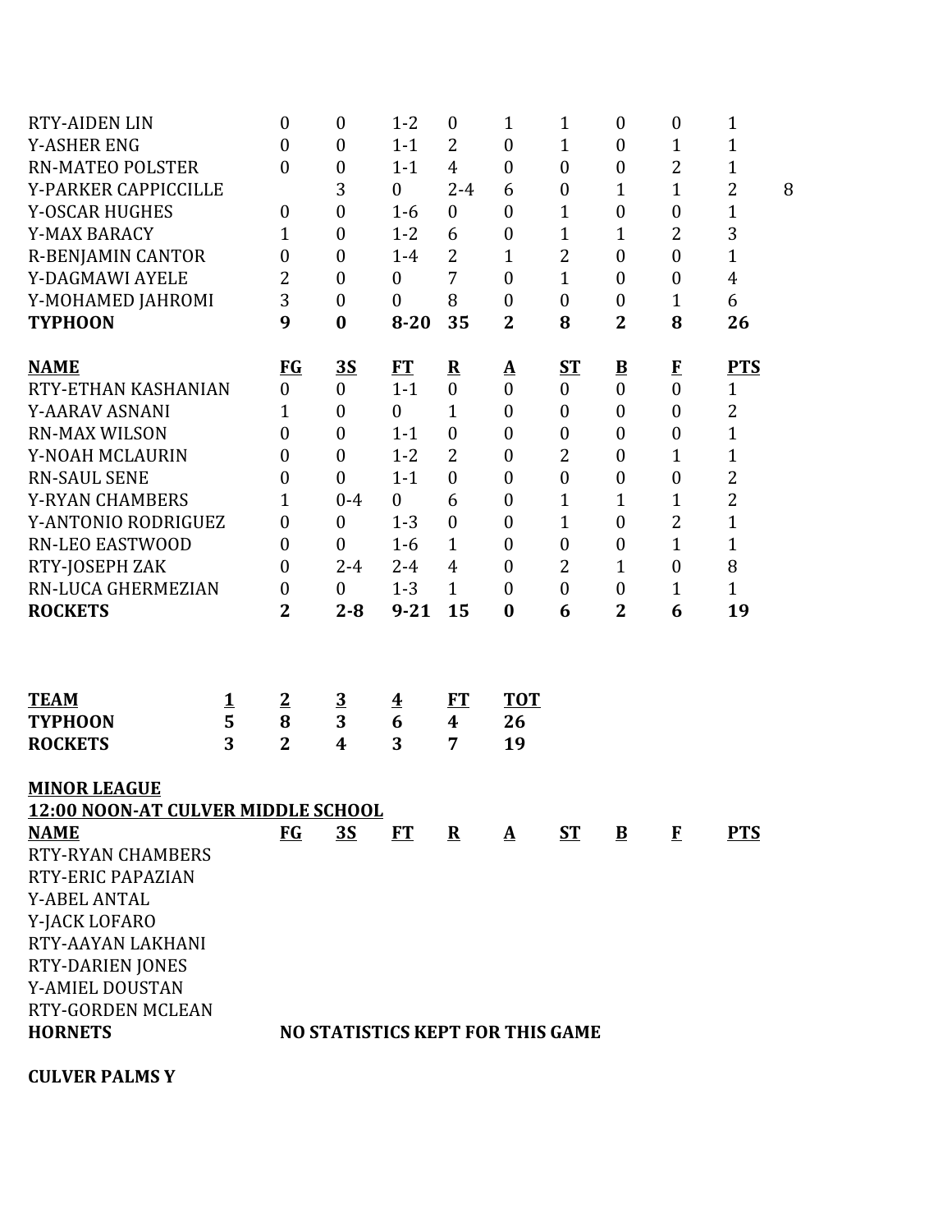| RTY-AIDEN LIN | 0 | 0 | 1-2 | 0 | 1 | 1 | 0 | 0 | 1 | |
|---|---|---|---|---|---|---|---|---|---|---|
| Y-ASHER ENG | 0 | 0 | 1-1 | 2 | 0 | 1 | 0 | 1 | 1 | |
| RN-MATEO POLSTER | 0 | 0 | 1-1 | 4 | 0 | 0 | 0 | 2 | 1 | |
| Y-PARKER CAPPICCILLE | | 3 | 0 | 2-4 | 6 | 0 | 1 | 1 | 2 | 8 |
| Y-OSCAR HUGHES | 0 | 0 | 1-6 | 0 | 0 | 1 | 0 | 0 | 1 | |
| Y-MAX BARACY | 1 | 0 | 1-2 | 6 | 0 | 1 | 1 | 2 | 3 | |
| R-BENJAMIN CANTOR | 0 | 0 | 1-4 | 2 | 1 | 2 | 0 | 0 | 1 | |
| Y-DAGMAWI AYELE | 2 | 0 | 0 | 7 | 0 | 1 | 0 | 0 | 4 | |
| Y-MOHAMED JAHROMI | 3 | 0 | 0 | 8 | 0 | 0 | 0 | 1 | 6 | |
| **TYPHOON** | **9** | **0** | **8-20** | **35** | **2** | **8** | **2** | **8** | **26** | |

| **NAME** | **FG** | **3S** | **FT** | **R** | **A** | **ST** | **B** | **F** | **PTS** |
|---|---|---|---|---|---|---|---|---|---|
| RTY-ETHAN KASHANIAN | 0 | 0 | 1-1 | 0 | 0 | 0 | 0 | 0 | 1 |
| Y-AARAV ASNANI | 1 | 0 | 0 | 1 | 0 | 0 | 0 | 0 | 2 |
| RN-MAX WILSON | 0 | 0 | 1-1 | 0 | 0 | 0 | 0 | 0 | 1 |
| Y-NOAH MCLAURIN | 0 | 0 | 1-2 | 2 | 0 | 2 | 0 | 1 | 1 |
| RN-SAUL SENE | 0 | 0 | 1-1 | 0 | 0 | 0 | 0 | 0 | 2 |
| Y-RYAN CHAMBERS | 1 | 0-4 | 0 | 6 | 0 | 1 | 1 | 1 | 2 |
| Y-ANTONIO RODRIGUEZ | 0 | 0 | 1-3 | 0 | 0 | 1 | 0 | 2 | 1 |
| RN-LEO EASTWOOD | 0 | 0 | 1-6 | 1 | 0 | 0 | 0 | 1 | 1 |
| RTY-JOSEPH ZAK | 0 | 2-4 | 2-4 | 4 | 0 | 2 | 1 | 0 | 8 |
| RN-LUCA GHERMEZIAN | 0 | 0 | 1-3 | 1 | 0 | 0 | 0 | 1 | 1 |
| **ROCKETS** | **2** | **2-8** | **9-21** | **15** | **0** | **6** | **2** | **6** | **19** |

| **TEAM** | **1** | **2** | **3** | **4** | **FT** | **TOT** |
|---|---|---|---|---|---|---|
| **TYPHOON** | **5** | **8** | **3** | **6** | **4** | **26** |
| **ROCKETS** | **3** | **2** | **4** | **3** | **7** | **19** |

**MINOR LEAGUE**

**12:00 NOON-AT CULVER MIDDLE SCHOOL**

| **NAME** | **FG** | **3S** | **FT** | **R** | **A** | **ST** | **B** | **F** | **PTS** |
|---|---|---|---|---|---|---|---|---|---|
| RTY-RYAN CHAMBERS | | | | | | | | | |
| RTY-ERIC PAPAZIAN | | | | | | | | | |
| Y-ABEL ANTAL | | | | | | | | | |
| Y-JACK LOFARO | | | | | | | | | |
| RTY-AAYAN LAKHANI | | | | | | | | | |
| RTY-DARIEN JONES | | | | | | | | | |
| Y-AMIEL DOUSTAN | | | | | | | | | |
| RTY-GORDEN MCLEAN | | | | | | | | | |
| **HORNETS** | **NO STATISTICS KEPT FOR THIS GAME** | | | | | | | | |

**CULVER PALMS Y**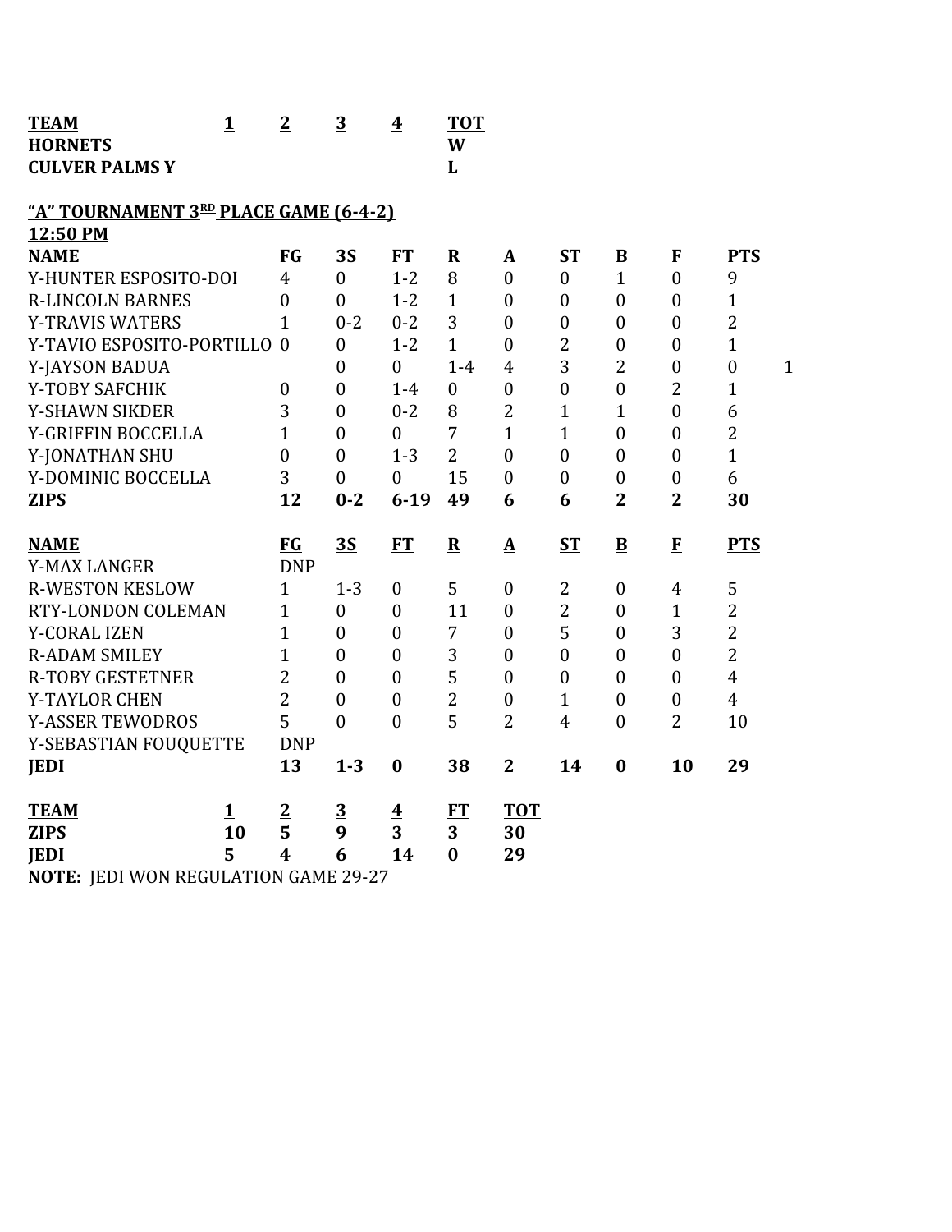| TEAM | 1 | 2 | 3 | 4 | TOT |
|---|---|---|---|---|---|
| HORNETS | | | | | W |
| CULVER PALMS Y | | | | | L |

**"A" TOURNAMENT 3RD PLACE GAME (6-4-2)**

**12:50 PM**

| NAME | FG | 3S | FT | R | A | ST | B | F | PTS | |
|---|---|---|---|---|---|---|---|---|---|---|
| Y-HUNTER ESPOSITO-DOI | 4 | 0 | 1-2 | 8 | 0 | 0 | 1 | 0 | 9 | |
| R-LINCOLN BARNES | 0 | 0 | 1-2 | 1 | 0 | 0 | 0 | 0 | 1 | |
| Y-TRAVIS WATERS | 1 | 0-2 | 0-2 | 3 | 0 | 0 | 0 | 0 | 2 | |
| Y-TAVIO ESPOSITO-PORTILLO | 0 | 0 | 1-2 | 1 | 0 | 2 | 0 | 0 | 1 | |
| Y-JAYSON BADUA | | 0 | 0 | 1-4 | 4 | 3 | 2 | 0 | 0 | 1 |
| Y-TOBY SAFCHIK | 0 | 0 | 1-4 | 0 | 0 | 0 | 0 | 2 | 1 | |
| Y-SHAWN SIKDER | 3 | 0 | 0-2 | 8 | 2 | 1 | 1 | 0 | 6 | |
| Y-GRIFFIN BOCCELLA | 1 | 0 | 0 | 7 | 1 | 1 | 0 | 0 | 2 | |
| Y-JONATHAN SHU | 0 | 0 | 1-3 | 2 | 0 | 0 | 0 | 0 | 1 | |
| Y-DOMINIC BOCCELLA | 3 | 0 | 0 | 15 | 0 | 0 | 0 | 0 | 6 | |
| **ZIPS** | **12** | **0-2** | **6-19** | **49** | **6** | **6** | **2** | **2** | **30** | |

| NAME | FG | 3S | FT | R | A | ST | B | F | PTS |
|---|---|---|---|---|---|---|---|---|---|
| Y-MAX LANGER | DNP | | | | | | | | |
| R-WESTON KESLOW | 1 | 1-3 | 0 | 5 | 0 | 2 | 0 | 4 | 5 |
| RTY-LONDON COLEMAN | 1 | 0 | 0 | 11 | 0 | 2 | 0 | 1 | 2 |
| Y-CORAL IZEN | 1 | 0 | 0 | 7 | 0 | 5 | 0 | 3 | 2 |
| R-ADAM SMILEY | 1 | 0 | 0 | 3 | 0 | 0 | 0 | 0 | 2 |
| R-TOBY GESTETNER | 2 | 0 | 0 | 5 | 0 | 0 | 0 | 0 | 4 |
| Y-TAYLOR CHEN | 2 | 0 | 0 | 2 | 0 | 1 | 0 | 0 | 4 |
| Y-ASSER TEWODROS | 5 | 0 | 0 | 5 | 2 | 4 | 0 | 2 | 10 |
| Y-SEBASTIAN FOUQUETTE | DNP | | | | | | | | |
| **JEDI** | **13** | **1-3** | **0** | **38** | **2** | **14** | **0** | **10** | **29** |

| TEAM | 1 | 2 | 3 | 4 | FT | TOT |
|---|---|---|---|---|---|---|
| **ZIPS** | **10** | **5** | **9** | **3** | **3** | **30** |
| **JEDI** | **5** | **4** | **6** | **14** | **0** | **29** |

**NOTE:** JEDI WON REGULATION GAME 29-27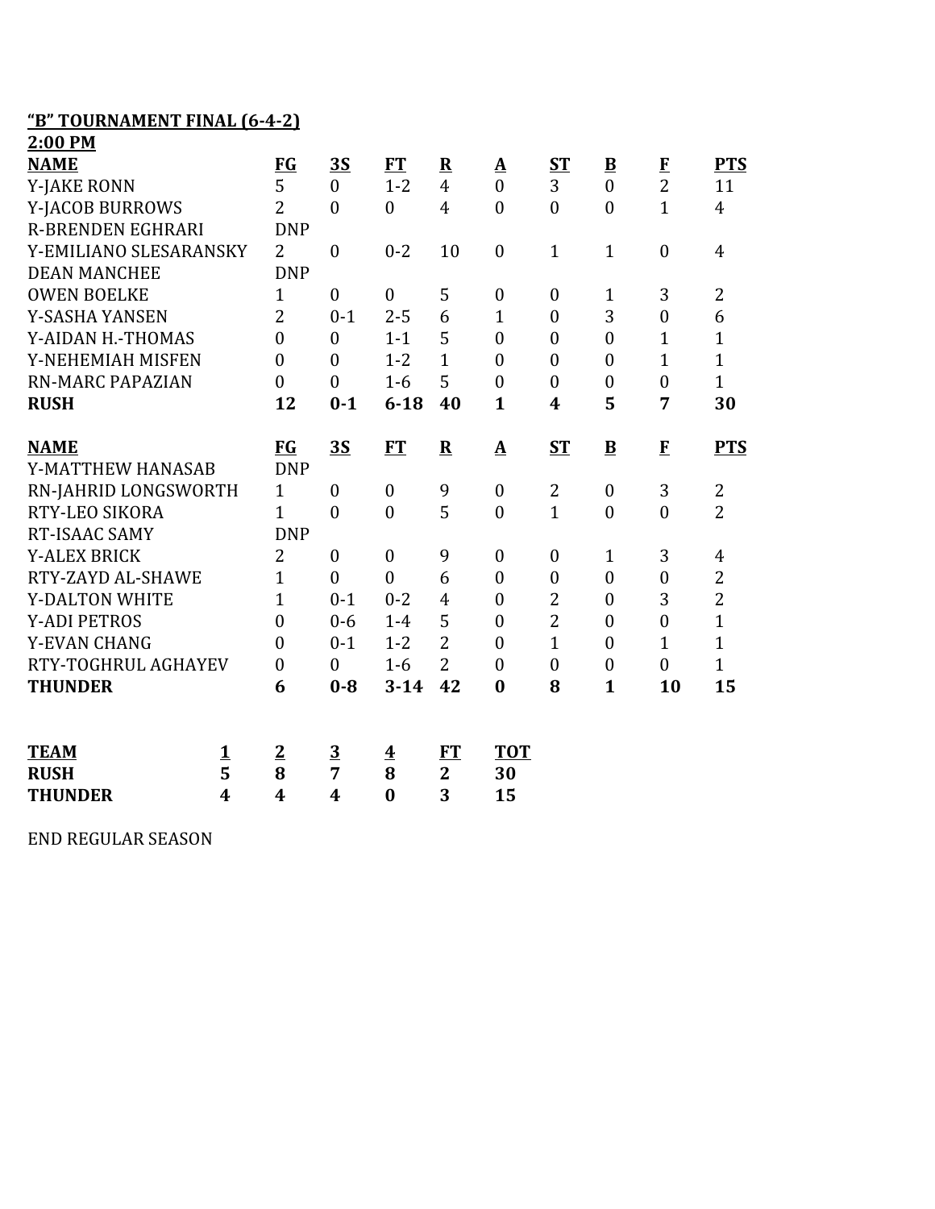**"B" TOURNAMENT FINAL (6-4-2)**
**2:00 PM**

| NAME | FG | 3S | FT | R | A | ST | B | F | PTS |
|---|---|---|---|---|---|---|---|---|---|
| Y-JAKE RONN | 5 | 0 | 1-2 | 4 | 0 | 3 | 0 | 2 | 11 |
| Y-JACOB BURROWS | 2 | 0 | 0 | 4 | 0 | 0 | 0 | 1 | 4 |
| R-BRENDEN EGHRARI | DNP | | | | | | | | |
| Y-EMILIANO SLESARANSKY | 2 | 0 | 0-2 | 10 | 0 | 1 | 1 | 0 | 4 |
| DEAN MANCHEE | DNP | | | | | | | | |
| OWEN BOELKE | 1 | 0 | 0 | 5 | 0 | 0 | 1 | 3 | 2 |
| Y-SASHA YANSEN | 2 | 0-1 | 2-5 | 6 | 1 | 0 | 3 | 0 | 6 |
| Y-AIDAN H.-THOMAS | 0 | 0 | 1-1 | 5 | 0 | 0 | 0 | 1 | 1 |
| Y-NEHEMIAH MISFEN | 0 | 0 | 1-2 | 1 | 0 | 0 | 0 | 1 | 1 |
| RN-MARC PAPAZIAN | 0 | 0 | 1-6 | 5 | 0 | 0 | 0 | 0 | 1 |
| **RUSH** | **12** | **0-1** | **6-18** | **40** | **1** | **4** | **5** | **7** | **30** |

| NAME | FG | 3S | FT | R | A | ST | B | F | PTS |
|---|---|---|---|---|---|---|---|---|---|
| Y-MATTHEW HANASAB | DNP | | | | | | | | |
| RN-JAHRID LONGSWORTH | 1 | 0 | 0 | 9 | 0 | 2 | 0 | 3 | 2 |
| RTY-LEO SIKORA | 1 | 0 | 0 | 5 | 0 | 1 | 0 | 0 | 2 |
| RT-ISAAC SAMY | DNP | | | | | | | | |
| Y-ALEX BRICK | 2 | 0 | 0 | 9 | 0 | 0 | 1 | 3 | 4 |
| RTY-ZAYD AL-SHAWE | 1 | 0 | 0 | 6 | 0 | 0 | 0 | 0 | 2 |
| Y-DALTON WHITE | 1 | 0-1 | 0-2 | 4 | 0 | 2 | 0 | 3 | 2 |
| Y-ADI PETROS | 0 | 0-6 | 1-4 | 5 | 0 | 2 | 0 | 0 | 1 |
| Y-EVAN CHANG | 0 | 0-1 | 1-2 | 2 | 0 | 1 | 0 | 1 | 1 |
| RTY-TOGHRUL AGHAYEV | 0 | 0 | 1-6 | 2 | 0 | 0 | 0 | 0 | 1 |
| **THUNDER** | **6** | **0-8** | **3-14** | **42** | **0** | **8** | **1** | **10** | **15** |

| TEAM | 1 | 2 | 3 | 4 | FT | TOT |
|---|---|---|---|---|---|---|
| **RUSH** | **5** | **8** | **7** | **8** | **2** | **30** |
| **THUNDER** | **4** | **4** | **4** | **0** | **3** | **15** |

END REGULAR SEASON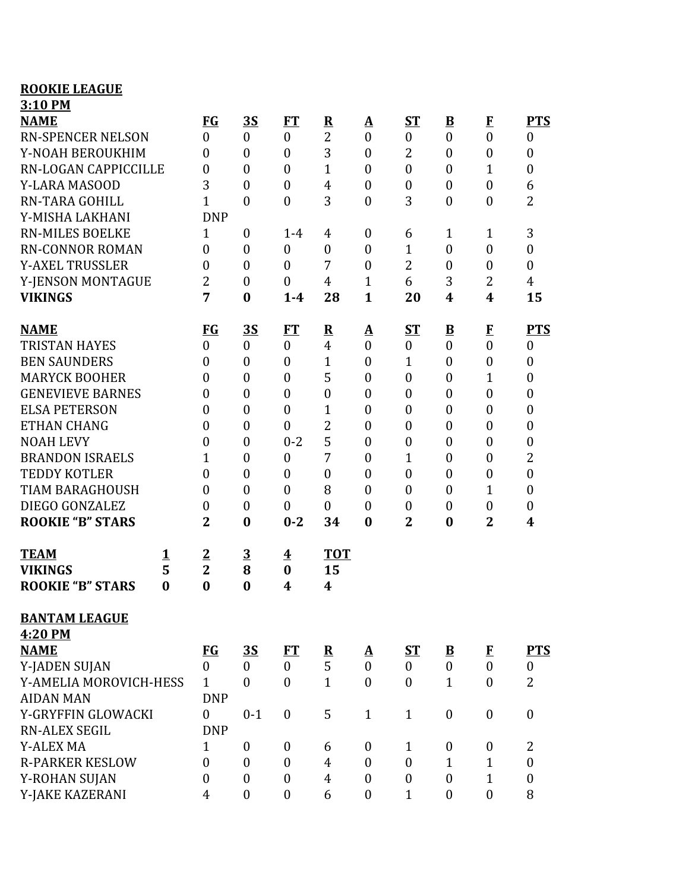**ROOKIE LEAGUE**
**3:10 PM**

| NAME | FG | 3S | FT | R | A | ST | B | F | PTS |
|---|---|---|---|---|---|---|---|---|---|
| RN-SPENCER NELSON | 0 | 0 | 0 | 2 | 0 | 0 | 0 | 0 | 0 |
| Y-NOAH BEROUKHIM | 0 | 0 | 0 | 3 | 0 | 2 | 0 | 0 | 0 |
| RN-LOGAN CAPPICCILLE | 0 | 0 | 0 | 1 | 0 | 0 | 0 | 1 | 0 |
| Y-LARA MASOOD | 3 | 0 | 0 | 4 | 0 | 0 | 0 | 0 | 6 |
| RN-TARA GOHILL | 1 | 0 | 0 | 3 | 0 | 3 | 0 | 0 | 2 |
| Y-MISHA LAKHANI | DNP | | | | | | | | |
| RN-MILES BOELKE | 1 | 0 | 1-4 | 4 | 0 | 6 | 1 | 1 | 3 |
| RN-CONNOR ROMAN | 0 | 0 | 0 | 0 | 0 | 1 | 0 | 0 | 0 |
| Y-AXEL TRUSSLER | 0 | 0 | 0 | 7 | 0 | 2 | 0 | 0 | 0 |
| Y-JENSON MONTAGUE | 2 | 0 | 0 | 4 | 1 | 6 | 3 | 2 | 4 |
| **VIKINGS** | **7** | **0** | **1-4** | **28** | **1** | **20** | **4** | **4** | **15** |

| NAME | FG | 3S | FT | R | A | ST | B | F | PTS |
|---|---|---|---|---|---|---|---|---|---|
| TRISTAN HAYES | 0 | 0 | 0 | 4 | 0 | 0 | 0 | 0 | 0 |
| BEN SAUNDERS | 0 | 0 | 0 | 1 | 0 | 1 | 0 | 0 | 0 |
| MARYCK BOOHER | 0 | 0 | 0 | 5 | 0 | 0 | 0 | 1 | 0 |
| GENEVIEVE BARNES | 0 | 0 | 0 | 0 | 0 | 0 | 0 | 0 | 0 |
| ELSA PETERSON | 0 | 0 | 0 | 1 | 0 | 0 | 0 | 0 | 0 |
| ETHAN CHANG | 0 | 0 | 0 | 2 | 0 | 0 | 0 | 0 | 0 |
| NOAH LEVY | 0 | 0 | 0-2 | 5 | 0 | 0 | 0 | 0 | 0 |
| BRANDON ISRAELS | 1 | 0 | 0 | 7 | 0 | 1 | 0 | 0 | 2 |
| TEDDY KOTLER | 0 | 0 | 0 | 0 | 0 | 0 | 0 | 0 | 0 |
| TIAM BARAGHOUSH | 0 | 0 | 0 | 8 | 0 | 0 | 0 | 1 | 0 |
| DIEGO GONZALEZ | 0 | 0 | 0 | 0 | 0 | 0 | 0 | 0 | 0 |
| **ROOKIE "B" STARS** | **2** | **0** | **0-2** | **34** | **0** | **2** | **0** | **2** | **4** |

| TEAM | 1 | 2 | 3 | 4 | TOT |
|---|---|---|---|---|---|
| **VIKINGS** | **5** | **2** | **8** | **0** | **15** |
| **ROOKIE "B" STARS** | **0** | **0** | **0** | **4** | **4** |

**BANTAM LEAGUE**
**4:20 PM**

| NAME | FG | 3S | FT | R | A | ST | B | F | PTS |
|---|---|---|---|---|---|---|---|---|---|
| Y-JADEN SUJAN | 0 | 0 | 0 | 5 | 0 | 0 | 0 | 0 | 0 |
| Y-AMELIA MOROVICH-HESS | 1 | 0 | 0 | 1 | 0 | 0 | 1 | 0 | 2 |
| AIDAN MAN | DNP | | | | | | | | |
| Y-GRYFFIN GLOWACKI | 0 | 0-1 | 0 | 5 | 1 | 1 | 0 | 0 | 0 |
| RN-ALEX SEGIL | DNP | | | | | | | | |
| Y-ALEX MA | 1 | 0 | 0 | 6 | 0 | 1 | 0 | 0 | 2 |
| R-PARKER KESLOW | 0 | 0 | 0 | 4 | 0 | 0 | 1 | 1 | 0 |
| Y-ROHAN SUJAN | 0 | 0 | 0 | 4 | 0 | 0 | 0 | 1 | 0 |
| Y-JAKE KAZERANI | 4 | 0 | 0 | 6 | 0 | 1 | 0 | 0 | 8 |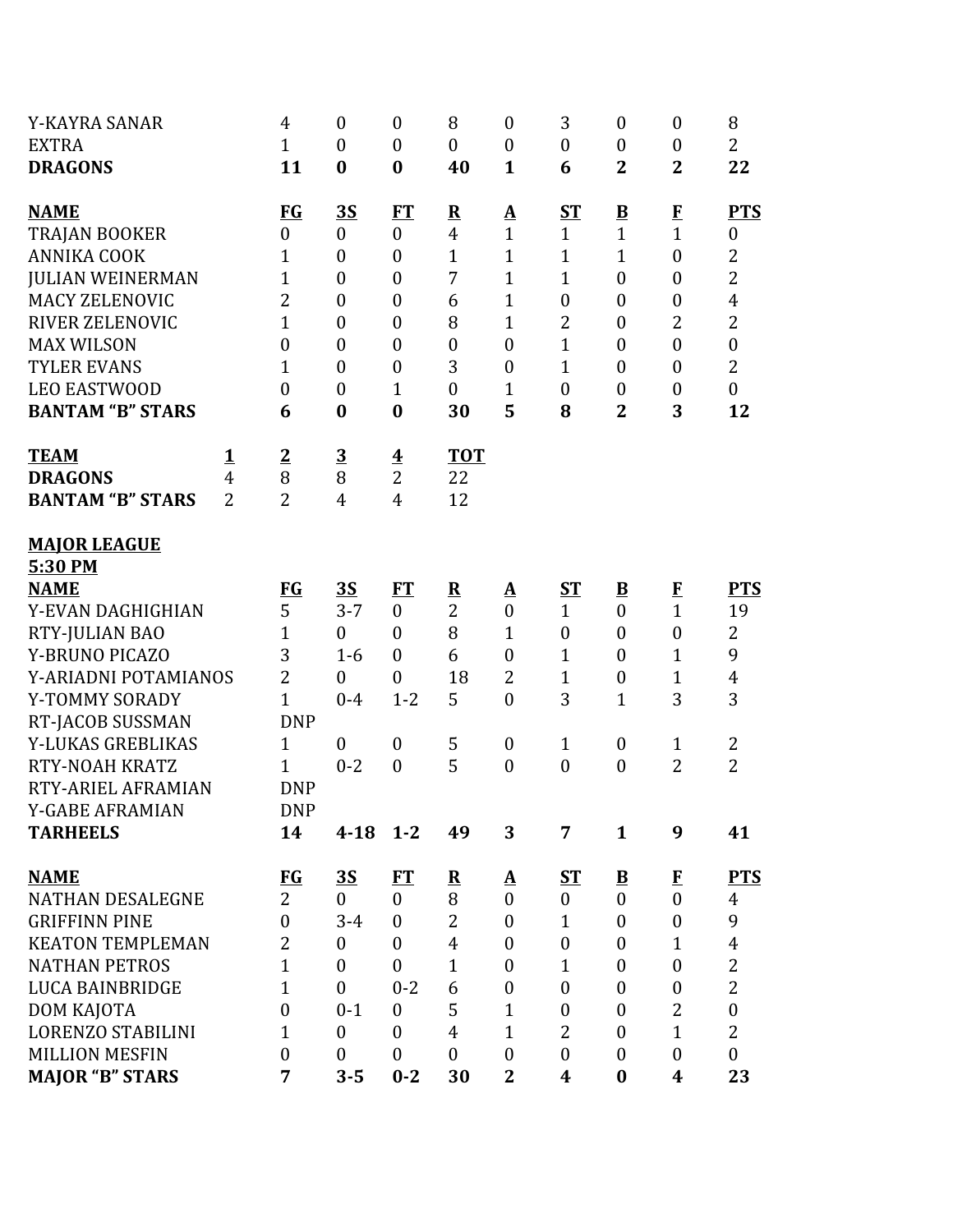| | FG | 3S | FT | R | A | ST | B | F | PTS |
|---|---|---|---|---|---|---|---|---|---|
| Y-KAYRA SANAR | 4 | 0 | 0 | 8 | 0 | 3 | 0 | 0 | 8 |
| EXTRA | 1 | 0 | 0 | 0 | 0 | 0 | 0 | 0 | 2 |
| **DRAGONS** | **11** | **0** | **0** | **40** | **1** | **6** | **2** | **2** | **22** |

| **NAME** | **FG** | **3S** | **FT** | **R** | **A** | **ST** | **B** | **F** | **PTS** |
|---|---|---|---|---|---|---|---|---|---|
| TRAJAN BOOKER | 0 | 0 | 0 | 4 | 1 | 1 | 1 | 1 | 0 |
| ANNIKA COOK | 1 | 0 | 0 | 1 | 1 | 1 | 1 | 0 | 2 |
| JULIAN WEINERMAN | 1 | 0 | 0 | 7 | 1 | 1 | 0 | 0 | 2 |
| MACY ZELENOVIC | 2 | 0 | 0 | 6 | 1 | 0 | 0 | 0 | 4 |
| RIVER ZELENOVIC | 1 | 0 | 0 | 8 | 1 | 2 | 0 | 2 | 2 |
| MAX WILSON | 0 | 0 | 0 | 0 | 0 | 1 | 0 | 0 | 0 |
| TYLER EVANS | 1 | 0 | 0 | 3 | 0 | 1 | 0 | 0 | 2 |
| LEO EASTWOOD | 0 | 0 | 1 | 0 | 1 | 0 | 0 | 0 | 0 |
| **BANTAM "B" STARS** | **6** | **0** | **0** | **30** | **5** | **8** | **2** | **3** | **12** |

| **TEAM** | **1** | **2** | **3** | **4** | **TOT** |
|---|---|---|---|---|---|
| **DRAGONS** | 4 | 8 | 8 | 2 | 22 |
| **BANTAM "B" STARS** | 2 | 2 | 4 | 4 | 12 |

**MAJOR LEAGUE**
**5:30 PM**

| **NAME** | **FG** | **3S** | **FT** | **R** | **A** | **ST** | **B** | **F** | **PTS** |
|---|---|---|---|---|---|---|---|---|---|
| Y-EVAN DAGHIGHIAN | 5 | 3-7 | 0 | 2 | 0 | 1 | 0 | 1 | 19 |
| RTY-JULIAN BAO | 1 | 0 | 0 | 8 | 1 | 0 | 0 | 0 | 2 |
| Y-BRUNO PICAZO | 3 | 1-6 | 0 | 6 | 0 | 1 | 0 | 1 | 9 |
| Y-ARIADNI POTAMIANOS | 2 | 0 | 0 | 18 | 2 | 1 | 0 | 1 | 4 |
| Y-TOMMY SORADY | 1 | 0-4 | 1-2 | 5 | 0 | 3 | 1 | 3 | 3 |
| RT-JACOB SUSSMAN | DNP | | | | | | | | |
| Y-LUKAS GREBLIKAS | 1 | 0 | 0 | 5 | 0 | 1 | 0 | 1 | 2 |
| RTY-NOAH KRATZ | 1 | 0-2 | 0 | 5 | 0 | 0 | 0 | 2 | 2 |
| RTY-ARIEL AFRAMIAN | DNP | | | | | | | | |
| Y-GABE AFRAMIAN | DNP | | | | | | | | |
| **TARHEELS** | **14** | **4-18** | **1-2** | **49** | **3** | **7** | **1** | **9** | **41** |

| **NAME** | **FG** | **3S** | **FT** | **R** | **A** | **ST** | **B** | **F** | **PTS** |
|---|---|---|---|---|---|---|---|---|---|
| NATHAN DESALEGNE | 2 | 0 | 0 | 8 | 0 | 0 | 0 | 0 | 4 |
| GRIFFINN PINE | 0 | 3-4 | 0 | 2 | 0 | 1 | 0 | 0 | 9 |
| KEATON TEMPLEMAN | 2 | 0 | 0 | 4 | 0 | 0 | 0 | 1 | 4 |
| NATHAN PETROS | 1 | 0 | 0 | 1 | 0 | 1 | 0 | 0 | 2 |
| LUCA BAINBRIDGE | 1 | 0 | 0-2 | 6 | 0 | 0 | 0 | 0 | 2 |
| DOM KAJOTA | 0 | 0-1 | 0 | 5 | 1 | 0 | 0 | 2 | 0 |
| LORENZO STABILINI | 1 | 0 | 0 | 4 | 1 | 2 | 0 | 1 | 2 |
| MILLION MESFIN | 0 | 0 | 0 | 0 | 0 | 0 | 0 | 0 | 0 |
| **MAJOR "B" STARS** | **7** | **3-5** | **0-2** | **30** | **2** | **4** | **0** | **4** | **23** |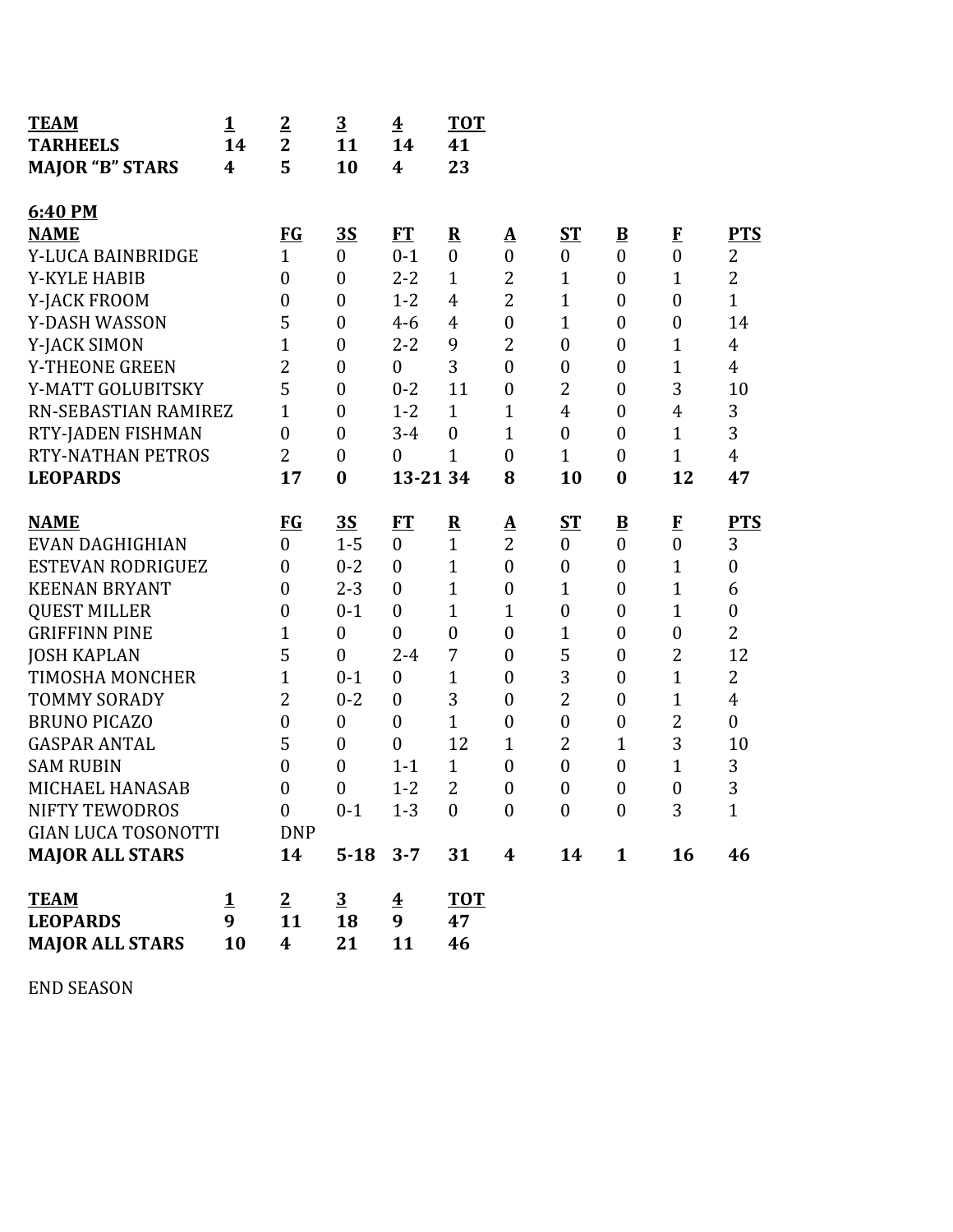| TEAM | 1 | 2 | 3 | 4 | TOT |
|---|---|---|---|---|---|
| TARHEELS | 14 | 2 | 11 | 14 | 41 |
| MAJOR "B" STARS | 4 | 5 | 10 | 4 | 23 |

**6:40 PM**

| NAME | FG | 3S | FT | R | A | ST | B | F | PTS |
|---|---|---|---|---|---|---|---|---|---|
| Y-LUCA BAINBRIDGE | 1 | 0 | 0-1 | 0 | 0 | 0 | 0 | 0 | 2 |
| Y-KYLE HABIB | 0 | 0 | 2-2 | 1 | 2 | 1 | 0 | 1 | 2 |
| Y-JACK FROOM | 0 | 0 | 1-2 | 4 | 2 | 1 | 0 | 0 | 1 |
| Y-DASH WASSON | 5 | 0 | 4-6 | 4 | 0 | 1 | 0 | 0 | 14 |
| Y-JACK SIMON | 1 | 0 | 2-2 | 9 | 2 | 0 | 0 | 1 | 4 |
| Y-THEONE GREEN | 2 | 0 | 0 | 3 | 0 | 0 | 0 | 1 | 4 |
| Y-MATT GOLUBITSKY | 5 | 0 | 0-2 | 11 | 0 | 2 | 0 | 3 | 10 |
| RN-SEBASTIAN RAMIREZ | 1 | 0 | 1-2 | 1 | 1 | 4 | 0 | 4 | 3 |
| RTY-JADEN FISHMAN | 0 | 0 | 3-4 | 0 | 1 | 0 | 0 | 1 | 3 |
| RTY-NATHAN PETROS | 2 | 0 | 0 | 1 | 0 | 1 | 0 | 1 | 4 |
| **LEOPARDS** | **17** | **0** | **13-21** | **34** | **8** | **10** | **0** | **12** | **47** |

| NAME | FG | 3S | FT | R | A | ST | B | F | PTS |
|---|---|---|---|---|---|---|---|---|---|
| EVAN DAGHIGHIAN | 0 | 1-5 | 0 | 1 | 2 | 0 | 0 | 0 | 3 |
| ESTEVAN RODRIGUEZ | 0 | 0-2 | 0 | 1 | 0 | 0 | 0 | 1 | 0 |
| KEENAN BRYANT | 0 | 2-3 | 0 | 1 | 0 | 1 | 0 | 1 | 6 |
| QUEST MILLER | 0 | 0-1 | 0 | 1 | 1 | 0 | 0 | 1 | 0 |
| GRIFFINN PINE | 1 | 0 | 0 | 0 | 0 | 1 | 0 | 0 | 2 |
| JOSH KAPLAN | 5 | 0 | 2-4 | 7 | 0 | 5 | 0 | 2 | 12 |
| TIMOSHA MONCHER | 1 | 0-1 | 0 | 1 | 0 | 3 | 0 | 1 | 2 |
| TOMMY SORADY | 2 | 0-2 | 0 | 3 | 0 | 2 | 0 | 1 | 4 |
| BRUNO PICAZO | 0 | 0 | 0 | 1 | 0 | 0 | 0 | 2 | 0 |
| GASPAR ANTAL | 5 | 0 | 0 | 12 | 1 | 2 | 1 | 3 | 10 |
| SAM RUBIN | 0 | 0 | 1-1 | 1 | 0 | 0 | 0 | 1 | 3 |
| MICHAEL HANASAB | 0 | 0 | 1-2 | 2 | 0 | 0 | 0 | 0 | 3 |
| NIFTY TEWODROS | 0 | 0-1 | 1-3 | 0 | 0 | 0 | 0 | 3 | 1 |
| GIAN LUCA TOSONOTTI | DNP | | | | | | | | |
| **MAJOR ALL STARS** | **14** | **5-18** | **3-7** | **31** | **4** | **14** | **1** | **16** | **46** |

| TEAM | 1 | 2 | 3 | 4 | TOT |
|---|---|---|---|---|---|
| LEOPARDS | 9 | 11 | 18 | 9 | 47 |
| MAJOR ALL STARS | 10 | 4 | 21 | 11 | 46 |

END SEASON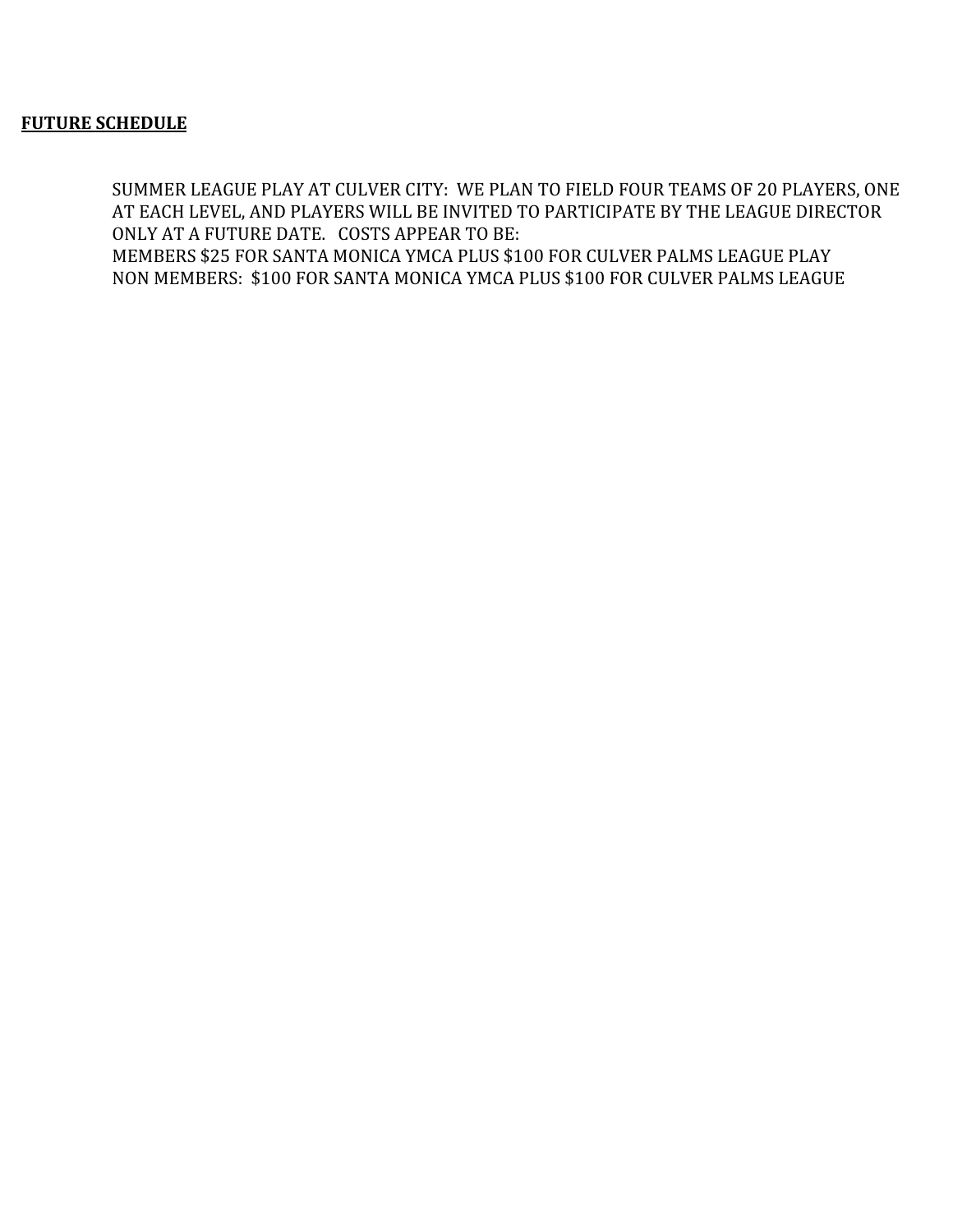**FUTURE SCHEDULE**

SUMMER LEAGUE PLAY AT CULVER CITY: WE PLAN TO FIELD FOUR TEAMS OF 20 PLAYERS, ONE AT EACH LEVEL, AND PLAYERS WILL BE INVITED TO PARTICIPATE BY THE LEAGUE DIRECTOR ONLY AT A FUTURE DATE. COSTS APPEAR TO BE:
MEMBERS $25 FOR SANTA MONICA YMCA PLUS $100 FOR CULVER PALMS LEAGUE PLAY
NON MEMBERS: $100 FOR SANTA MONICA YMCA PLUS $100 FOR CULVER PALMS LEAGUE